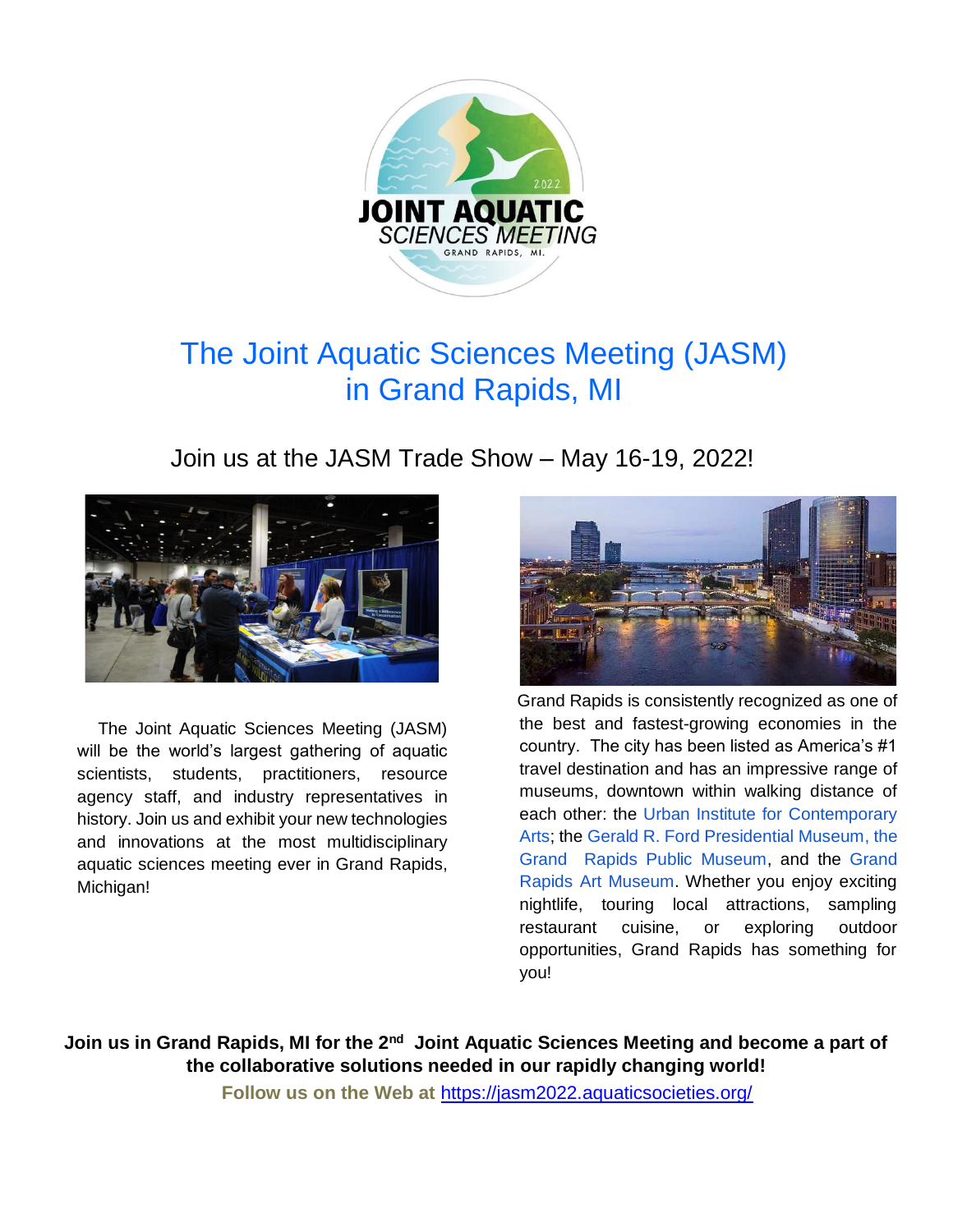# The Joint Aquatic Sciences Meeting (JASM) in Grand Rapids, MI

## Join us at the JASM Trade Show – May 16-19, 2022!

The Joint Aquatic Sciences Meeting (JASM) will be the world's largest gathering of aquatic scientists, students, practitioners, resource agency staff, and industry representatives in history. Join us and exhibit your new technologies and innovations at the most multidisciplinary aquatic sciences meeting ever in Grand Rapids, Michigan!

Grand Rapids is consistently recognized as one of the best and fastest-growing economies in the country. The city has been listed as America's #1 travel destination and has an impressive range of museums, downtown within walking distance of each other: the Urban Institute for Contemporary Arts; the Gerald R. Ford Presidential Museum, the Grand Rapids Public Museum, and the Grand Rapids Art Museum. Whether you enjoy exciting nightlife, touring local attractions, sampling restaurant cuisine, or exploring outdoor opportunities, Grand Rapids has something for you!

**Join us in Grand Rapids, MI for the 2nd Joint Aquatic Sciences Meeting and become a part of the collaborative solutions needed in our rapidly changing world!**

**Follow us on the Web at** https://jasm2022.aquaticsocieties.org/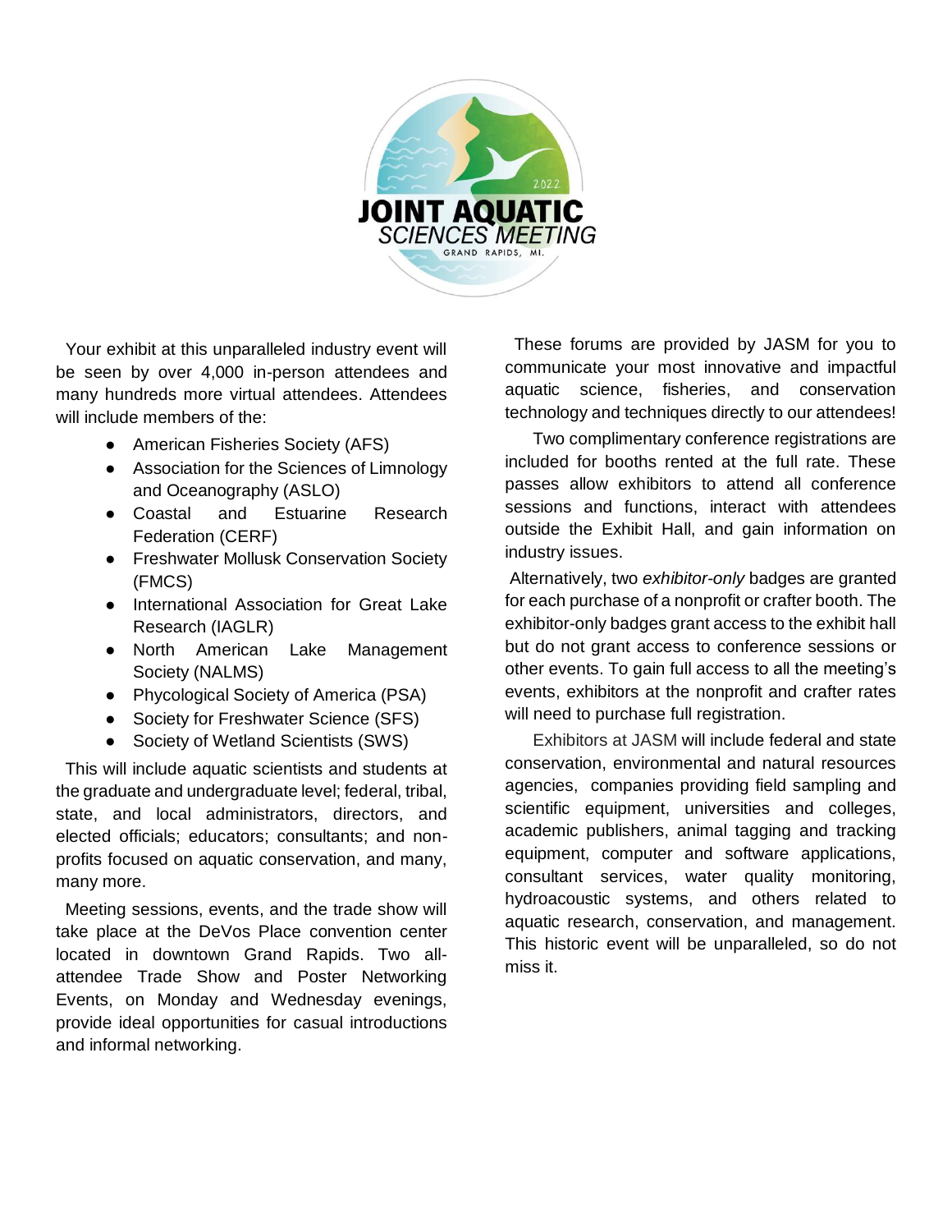JOINT AQUATIC SCIENCES MEETING

2022

GRAND RAPIDS, MI.

Your exhibit at this unparalleled industry event will be seen by over 4,000 in-person attendees and many hundreds more virtual attendees. Attendees will include members of the:

- American Fisheries Society (AFS)
- Association for the Sciences of Limnology and Oceanography (ASLO)
- Coastal and Estuarine Research Federation (CERF)
- Freshwater Mollusk Conservation Society (FMCS)
- International Association for Great Lake Research (IAGLR)
- North American Lake Management Society (NALMS)
- Phycological Society of America (PSA)
- Society for Freshwater Science (SFS)
- Society of Wetland Scientists (SWS)

This will include aquatic scientists and students at the graduate and undergraduate level; federal, tribal, state, and local administrators, directors, and elected officials; educators; consultants; and non-profits focused on aquatic conservation, and many, many more.

Meeting sessions, events, and the trade show will take place at the DeVos Place convention center located in downtown Grand Rapids. Two all-attendee Trade Show and Poster Networking Events, on Monday and Wednesday evenings, provide ideal opportunities for casual introductions and informal networking.

These forums are provided by JASM for you to communicate your most innovative and impactful aquatic science, fisheries, and conservation technology and techniques directly to our attendees!

Two complimentary conference registrations are included for booths rented at the full rate. These passes allow exhibitors to attend all conference sessions and functions, interact with attendees outside the Exhibit Hall, and gain information on industry issues.

Alternatively, two *exhibitor-only* badges are granted for each purchase of a nonprofit or crafter booth. The exhibitor-only badges grant access to the exhibit hall but do not grant access to conference sessions or other events. To gain full access to all the meeting's events, exhibitors at the nonprofit and crafter rates will need to purchase full registration.

Exhibitors at JASM will include federal and state conservation, environmental and natural resources agencies, companies providing field sampling and scientific equipment, universities and colleges, academic publishers, animal tagging and tracking equipment, computer and software applications, consultant services, water quality monitoring, hydroacoustic systems, and others related to aquatic research, conservation, and management. This historic event will be unparalleled, so do not miss it.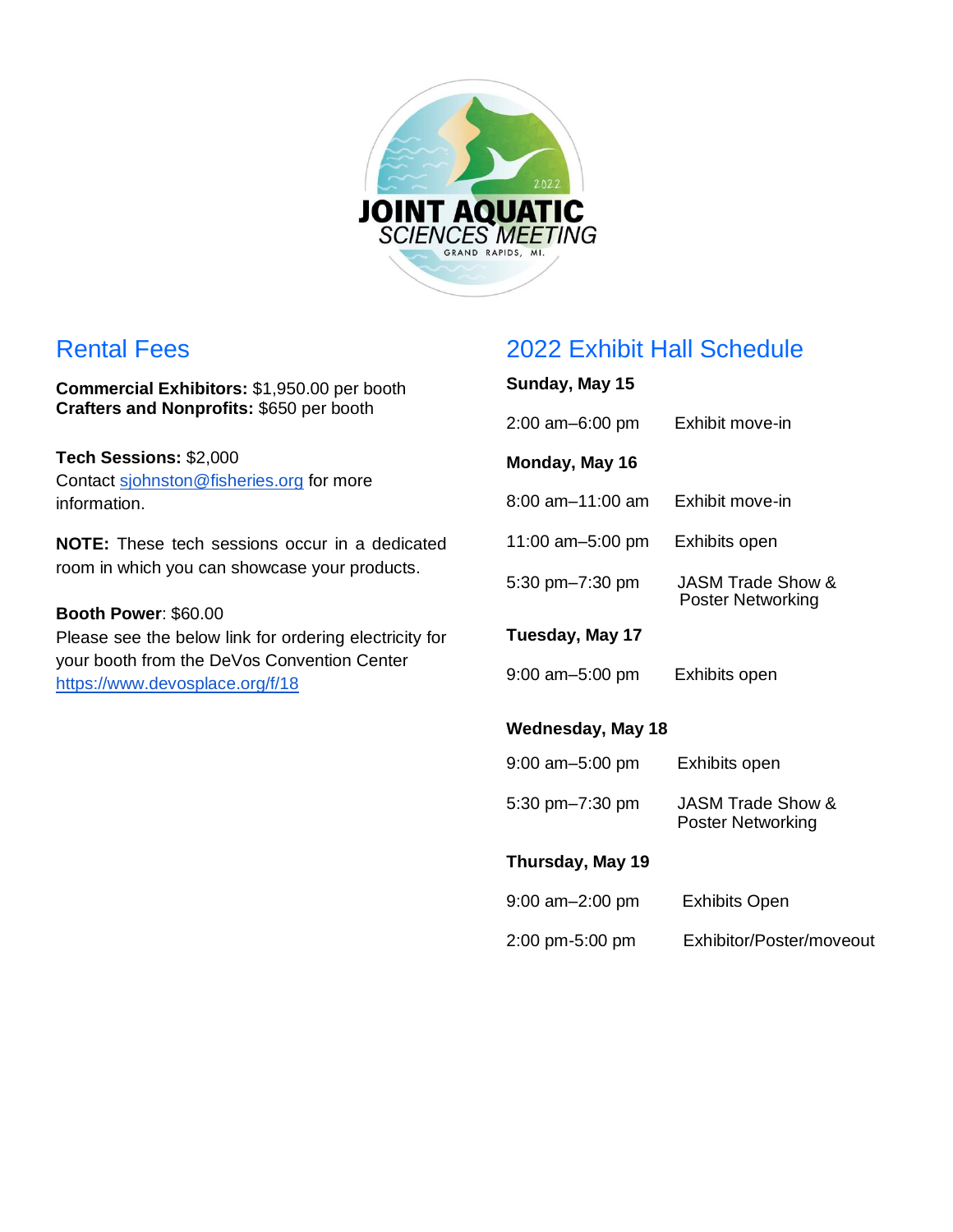JOINT AQUATIC SCIENCES MEETING

2022

GRAND RAPIDS, MI.

## Rental Fees

**Commercial Exhibitors:** $1,950.00 per booth
**Crafters and Nonprofits:** $650 per booth

**Tech Sessions:** $2,000
Contact sjohnston@fisheries.org for more information.

**NOTE:** These tech sessions occur in a dedicated room in which you can showcase your products.

**Booth Power**: $60.00
Please see the below link for ordering electricity for your booth from the DeVos Convention Center
https://www.devosplace.org/f/18

## 2022 Exhibit Hall Schedule

**Sunday, May 15**

2:00 am–6:00 pm Exhibit move-in

**Monday, May 16**

8:00 am–11:00 am Exhibit move-in

11:00 am–5:00 pm Exhibits open

5:30 pm–7:30 pm JASM Trade Show & Poster Networking

**Tuesday, May 17**

9:00 am–5:00 pm Exhibits open

**Wednesday, May 18**

9:00 am–5:00 pm Exhibits open

5:30 pm–7:30 pm JASM Trade Show & Poster Networking

**Thursday, May 19**

9:00 am–2:00 pm Exhibits Open

2:00 pm-5:00 pm Exhibitor/Poster/moveout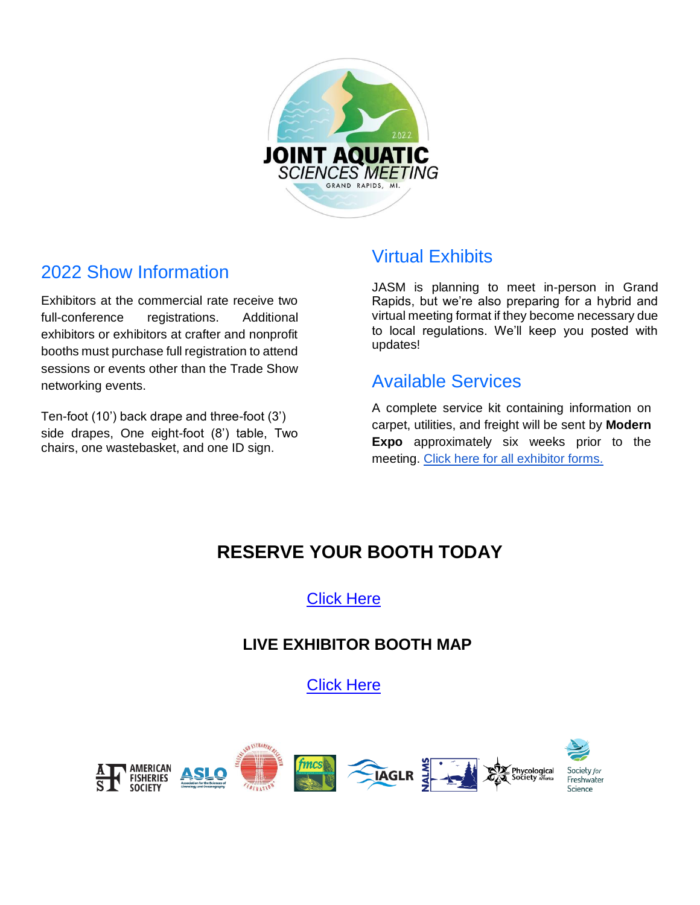## 2022 Show Information

Exhibitors at the commercial rate receive two full-conference registrations. Additional exhibitors or exhibitors at crafter and nonprofit booths must purchase full registration to attend sessions or events other than the Trade Show networking events.

Ten-foot (10') back drape and three-foot (3') side drapes, One eight-foot (8') table, Two chairs, one wastebasket, and one ID sign.

## Virtual Exhibits

JASM is planning to meet in-person in Grand Rapids, but we're also preparing for a hybrid and virtual meeting format if they become necessary due to local regulations. We'll keep you posted with updates!

## Available Services

A complete service kit containing information on carpet, utilities, and freight will be sent by **Modern Expo** approximately six weeks prior to the meeting. Click here for all exhibitor forms.

## RESERVE YOUR BOOTH TODAY

Click Here

### LIVE EXHIBITOR BOOTH MAP

Click Here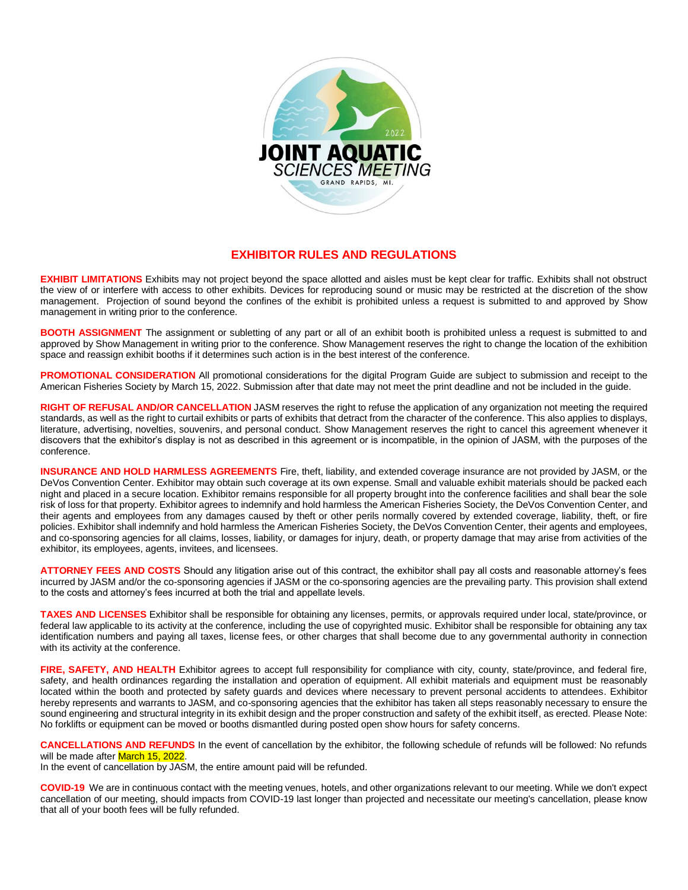# EXHIBITOR RULES AND REGULATIONS

**EXHIBIT LIMITATIONS** Exhibits may not project beyond the space allotted and aisles must be kept clear for traffic. Exhibits shall not obstruct the view of or interfere with access to other exhibits. Devices for reproducing sound or music may be restricted at the discretion of the show management. Projection of sound beyond the confines of the exhibit is prohibited unless a request is submitted to and approved by Show management in writing prior to the conference.

**BOOTH ASSIGNMENT** The assignment or subletting of any part or all of an exhibit booth is prohibited unless a request is submitted to and approved by Show Management in writing prior to the conference. Show Management reserves the right to change the location of the exhibition space and reassign exhibit booths if it determines such action is in the best interest of the conference.

**PROMOTIONAL CONSIDERATION** All promotional considerations for the digital Program Guide are subject to submission and receipt to the American Fisheries Society by March 15, 2022. Submission after that date may not meet the print deadline and not be included in the guide.

**RIGHT OF REFUSAL AND/OR CANCELLATION** JASM reserves the right to refuse the application of any organization not meeting the required standards, as well as the right to curtail exhibits or parts of exhibits that detract from the character of the conference. This also applies to displays, literature, advertising, novelties, souvenirs, and personal conduct. Show Management reserves the right to cancel this agreement whenever it discovers that the exhibitor's display is not as described in this agreement or is incompatible, in the opinion of JASM, with the purposes of the conference.

**INSURANCE AND HOLD HARMLESS AGREEMENTS** Fire, theft, liability, and extended coverage insurance are not provided by JASM, or the DeVos Convention Center. Exhibitor may obtain such coverage at its own expense. Small and valuable exhibit materials should be packed each night and placed in a secure location. Exhibitor remains responsible for all property brought into the conference facilities and shall bear the sole risk of loss for that property. Exhibitor agrees to indemnify and hold harmless the American Fisheries Society, the DeVos Convention Center, and their agents and employees from any damages caused by theft or other perils normally covered by extended coverage, liability, theft, or fire policies. Exhibitor shall indemnify and hold harmless the American Fisheries Society, the DeVos Convention Center, their agents and employees, and co-sponsoring agencies for all claims, losses, liability, or damages for injury, death, or property damage that may arise from activities of the exhibitor, its employees, agents, invitees, and licensees.

**ATTORNEY FEES AND COSTS** Should any litigation arise out of this contract, the exhibitor shall pay all costs and reasonable attorney's fees incurred by JASM and/or the co-sponsoring agencies if JASM or the co-sponsoring agencies are the prevailing party. This provision shall extend to the costs and attorney's fees incurred at both the trial and appellate levels.

**TAXES AND LICENSES** Exhibitor shall be responsible for obtaining any licenses, permits, or approvals required under local, state/province, or federal law applicable to its activity at the conference, including the use of copyrighted music. Exhibitor shall be responsible for obtaining any tax identification numbers and paying all taxes, license fees, or other charges that shall become due to any governmental authority in connection with its activity at the conference.

**FIRE, SAFETY, AND HEALTH** Exhibitor agrees to accept full responsibility for compliance with city, county, state/province, and federal fire, safety, and health ordinances regarding the installation and operation of equipment. All exhibit materials and equipment must be reasonably located within the booth and protected by safety guards and devices where necessary to prevent personal accidents to attendees. Exhibitor hereby represents and warrants to JASM, and co-sponsoring agencies that the exhibitor has taken all steps reasonably necessary to ensure the sound engineering and structural integrity in its exhibit design and the proper construction and safety of the exhibit itself, as erected. Please Note: No forklifts or equipment can be moved or booths dismantled during posted open show hours for safety concerns.

**CANCELLATIONS AND REFUNDS** In the event of cancellation by the exhibitor, the following schedule of refunds will be followed: No refunds will be made after March 15, 2022.
In the event of cancellation by JASM, the entire amount paid will be refunded.

**COVID-19** We are in continuous contact with the meeting venues, hotels, and other organizations relevant to our meeting. While we don't expect cancellation of our meeting, should impacts from COVID-19 last longer than projected and necessitate our meeting's cancellation, please know that all of your booth fees will be fully refunded.